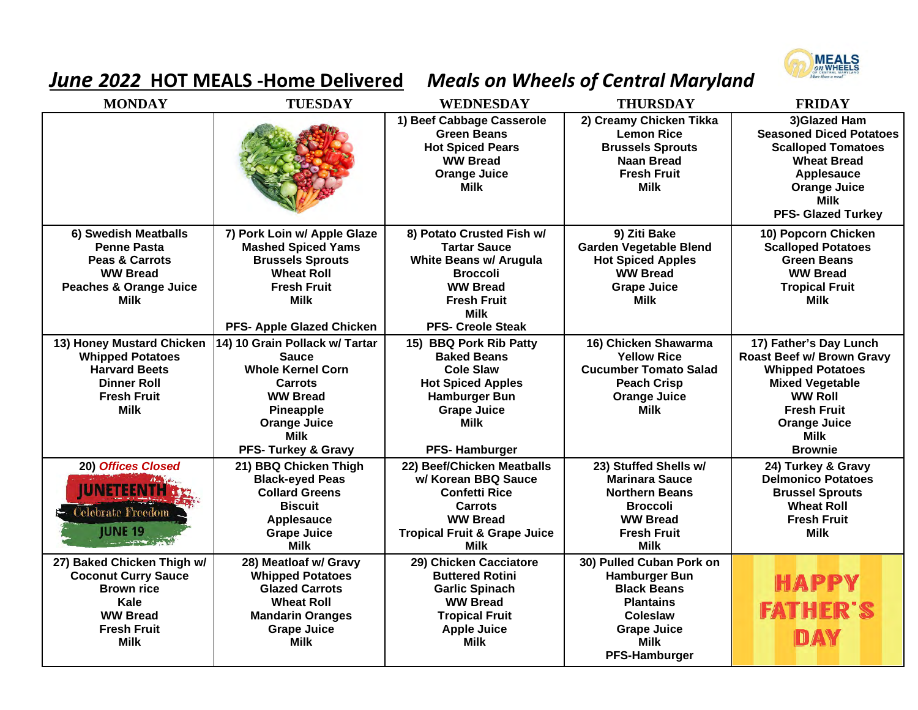# *June 2022* HOT MEALS -Home Delivered *Meals on Wheels of Central Maryland*

| MONDAY | TUESDAY | WEDNESDAY | THURSDAY | FRIDAY |
|---|---|---|---|---|
| | | 1) Beef Cabbage Casserole<br>Green Beans<br>Hot Spiced Pears<br>WW Bread<br>Orange Juice<br>Milk | 2) Creamy Chicken Tikka<br>Lemon Rice<br>Brussels Sprouts<br>Naan Bread<br>Fresh Fruit<br>Milk | 3)Glazed Ham<br>Seasoned Diced Potatoes<br>Scalloped Tomatoes<br>Wheat Bread<br>Applesauce<br>Orange Juice<br>Milk<br>PFS- Glazed Turkey |
| 6) Swedish Meatballs<br>Penne Pasta<br>Peas & Carrots<br>WW Bread<br>Peaches & Orange Juice<br>Milk | 7) Pork Loin w/ Apple Glaze<br>Mashed Spiced Yams<br>Brussels Sprouts<br>Wheat Roll<br>Fresh Fruit<br>Milk<br><br>PFS- Apple Glazed Chicken | 8) Potato Crusted Fish w/<br>Tartar Sauce<br>White Beans w/ Arugula<br>Broccoli<br>WW Bread<br>Fresh Fruit<br>Milk<br>PFS- Creole Steak | 9) Ziti Bake<br>Garden Vegetable Blend<br>Hot Spiced Apples<br>WW Bread<br>Grape Juice<br>Milk | 10) Popcorn Chicken<br>Scalloped Potatoes<br>Green Beans<br>WW Bread<br>Tropical Fruit<br>Milk |
| 13) Honey Mustard Chicken<br>Whipped Potatoes<br>Harvard Beets<br>Dinner Roll<br>Fresh Fruit<br>Milk | 14) 10 Grain Pollack w/ Tartar Sauce<br>Whole Kernel Corn<br>Carrots<br>WW Bread<br>Pineapple<br>Orange Juice<br>Milk<br>PFS- Turkey & Gravy | 15) BBQ Pork Rib Patty<br>Baked Beans<br>Cole Slaw<br>Hot Spiced Apples<br>Hamburger Bun<br>Grape Juice<br>Milk<br><br>PFS- Hamburger | 16) Chicken Shawarma<br>Yellow Rice<br>Cucumber Tomato Salad<br>Peach Crisp<br>Orange Juice<br>Milk | 17) Father's Day Lunch<br>Roast Beef w/ Brown Gravy<br>Whipped Potatoes<br>Mixed Vegetable<br>WW Roll<br>Fresh Fruit<br>Orange Juice<br>Milk<br>Brownie |
| 20) *Offices Closed*<br>JUNETEENTH<br>Celebrate Freedom<br>JUNE 19 | 21) BBQ Chicken Thigh<br>Black-eyed Peas<br>Collard Greens<br>Biscuit<br>Applesauce<br>Grape Juice<br>Milk | 22) Beef/Chicken Meatballs<br>w/ Korean BBQ Sauce<br>Confetti Rice<br>Carrots<br>WW Bread<br>Tropical Fruit & Grape Juice<br>Milk | 23) Stuffed Shells w/<br>Marinara Sauce<br>Northern Beans<br>Broccoli<br>WW Bread<br>Fresh Fruit<br>Milk | 24) Turkey & Gravy<br>Delmonico Potatoes<br>Brussel Sprouts<br>Wheat Roll<br>Fresh Fruit<br>Milk |
| 27) Baked Chicken Thigh w/<br>Coconut Curry Sauce<br>Brown rice<br>Kale<br>WW Bread<br>Fresh Fruit<br>Milk | 28) Meatloaf w/ Gravy<br>Whipped Potatoes<br>Glazed Carrots<br>Wheat Roll<br>Mandarin Oranges<br>Grape Juice<br>Milk | 29) Chicken Cacciatore<br>Buttered Rotini<br>Garlic Spinach<br>WW Bread<br>Tropical Fruit<br>Apple Juice<br>Milk | 30) Pulled Cuban Pork on<br>Hamburger Bun<br>Black Beans<br>Plantains<br>Coleslaw<br>Grape Juice<br>Milk<br>PFS-Hamburger | HAPPY FATHER'S DAY |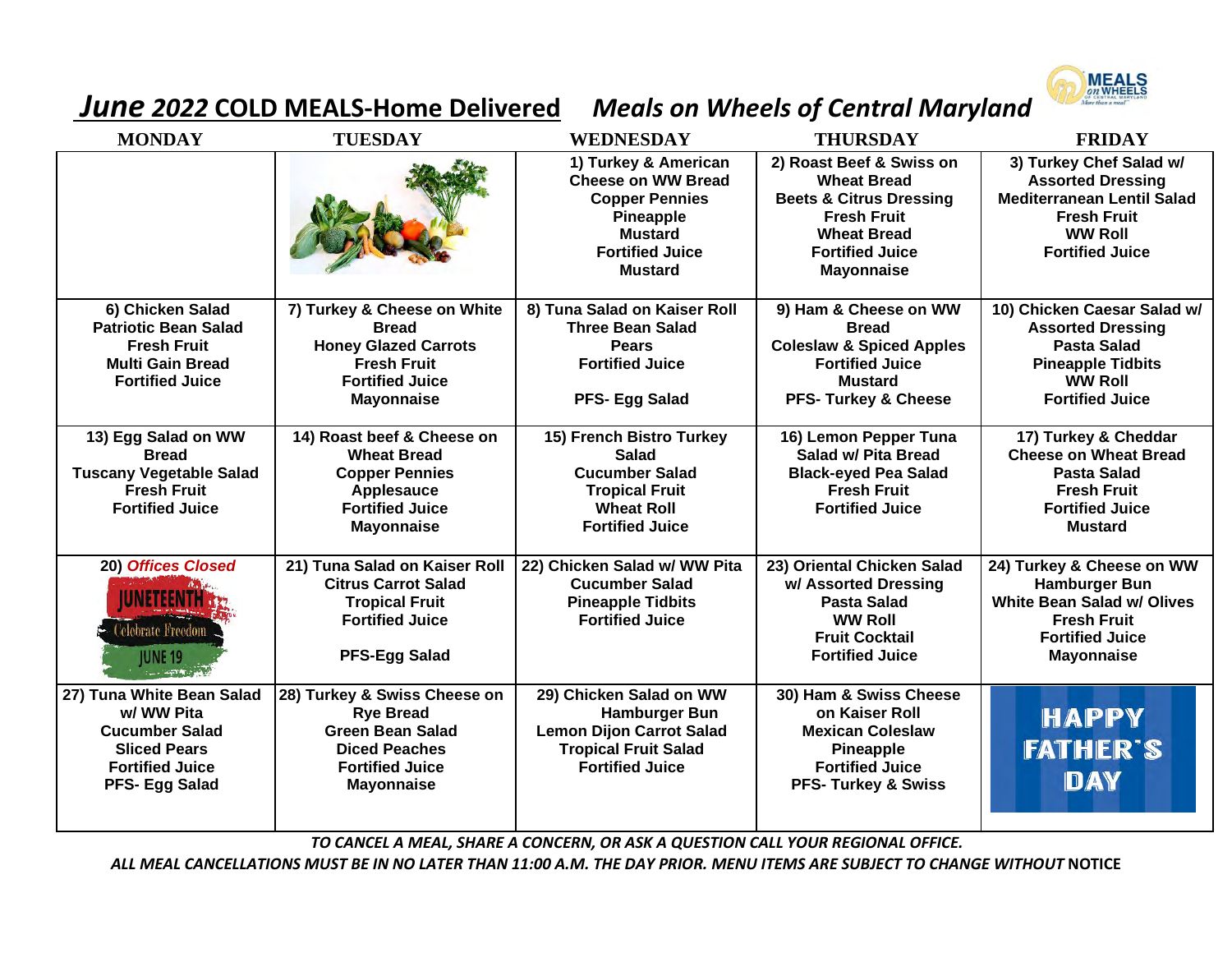# *June 2022* COLD MEALS-Home Delivered *Meals on Wheels of Central Maryland*

| MONDAY | TUESDAY | WEDNESDAY | THURSDAY | FRIDAY |
|---|---|---|---|---|
| | | 1) Turkey & American Cheese on WW Bread<br>Copper Pennies<br>Pineapple<br>Mustard<br>Fortified Juice<br>Mustard | 2) Roast Beef & Swiss on Wheat Bread<br>Beets & Citrus Dressing<br>Fresh Fruit<br>Wheat Bread<br>Fortified Juice<br>Mayonnaise | 3) Turkey Chef Salad w/ Assorted Dressing<br>Mediterranean Lentil Salad<br>Fresh Fruit<br>WW Roll<br>Fortified Juice |
| 6) Chicken Salad<br>Patriotic Bean Salad<br>Fresh Fruit<br>Multi Gain Bread<br>Fortified Juice | 7) Turkey & Cheese on White Bread<br>Honey Glazed Carrots<br>Fresh Fruit<br>Fortified Juice<br>Mayonnaise | 8) Tuna Salad on Kaiser Roll<br>Three Bean Salad<br>Pears<br>Fortified Juice<br><br>PFS- Egg Salad | 9) Ham & Cheese on WW Bread<br>Coleslaw & Spiced Apples<br>Fortified Juice<br>Mustard<br>PFS- Turkey & Cheese | 10) Chicken Caesar Salad w/ Assorted Dressing<br>Pasta Salad<br>Pineapple Tidbits<br>WW Roll<br>Fortified Juice |
| 13) Egg Salad on WW Bread<br>Tuscany Vegetable Salad<br>Fresh Fruit<br>Fortified Juice | 14) Roast beef & Cheese on Wheat Bread<br>Copper Pennies<br>Applesauce<br>Fortified Juice<br>Mayonnaise | 15) French Bistro Turkey Salad<br>Cucumber Salad<br>Tropical Fruit<br>Wheat Roll<br>Fortified Juice | 16) Lemon Pepper Tuna Salad w/ Pita Bread<br>Black-eyed Pea Salad<br>Fresh Fruit<br>Fortified Juice | 17) Turkey & Cheddar Cheese on Wheat Bread<br>Pasta Salad<br>Fresh Fruit<br>Fortified Juice<br>Mustard |
| 20) *Offices Closed*<br>JUNETEENTH<br>Celebrate Freedom<br>JUNE 19 | 21) Tuna Salad on Kaiser Roll<br>Citrus Carrot Salad<br>Tropical Fruit<br>Fortified Juice<br><br>PFS-Egg Salad | 22) Chicken Salad w/ WW Pita<br>Cucumber Salad<br>Pineapple Tidbits<br>Fortified Juice | 23) Oriental Chicken Salad w/ Assorted Dressing<br>Pasta Salad<br>WW Roll<br>Fruit Cocktail<br>Fortified Juice | 24) Turkey & Cheese on WW Hamburger Bun<br>White Bean Salad w/ Olives<br>Fresh Fruit<br>Fortified Juice<br>Mayonnaise |
| 27) Tuna White Bean Salad w/ WW Pita<br>Cucumber Salad<br>Sliced Pears<br>Fortified Juice<br>PFS- Egg Salad | 28) Turkey & Swiss Cheese on Rye Bread<br>Green Bean Salad<br>Diced Peaches<br>Fortified Juice<br>Mayonnaise | 29) Chicken Salad on WW Hamburger Bun<br>Lemon Dijon Carrot Salad<br>Tropical Fruit Salad<br>Fortified Juice | 30) Ham & Swiss Cheese on Kaiser Roll<br>Mexican Coleslaw<br>Pineapple<br>Fortified Juice<br>PFS- Turkey & Swiss | HAPPY FATHER'S DAY |

*TO CANCEL A MEAL, SHARE A CONCERN, OR ASK A QUESTION CALL YOUR REGIONAL OFFICE.*

*ALL MEAL CANCELLATIONS MUST BE IN NO LATER THAN 11:00 A.M. THE DAY PRIOR. MENU ITEMS ARE SUBJECT TO CHANGE WITHOUT* NOTICE